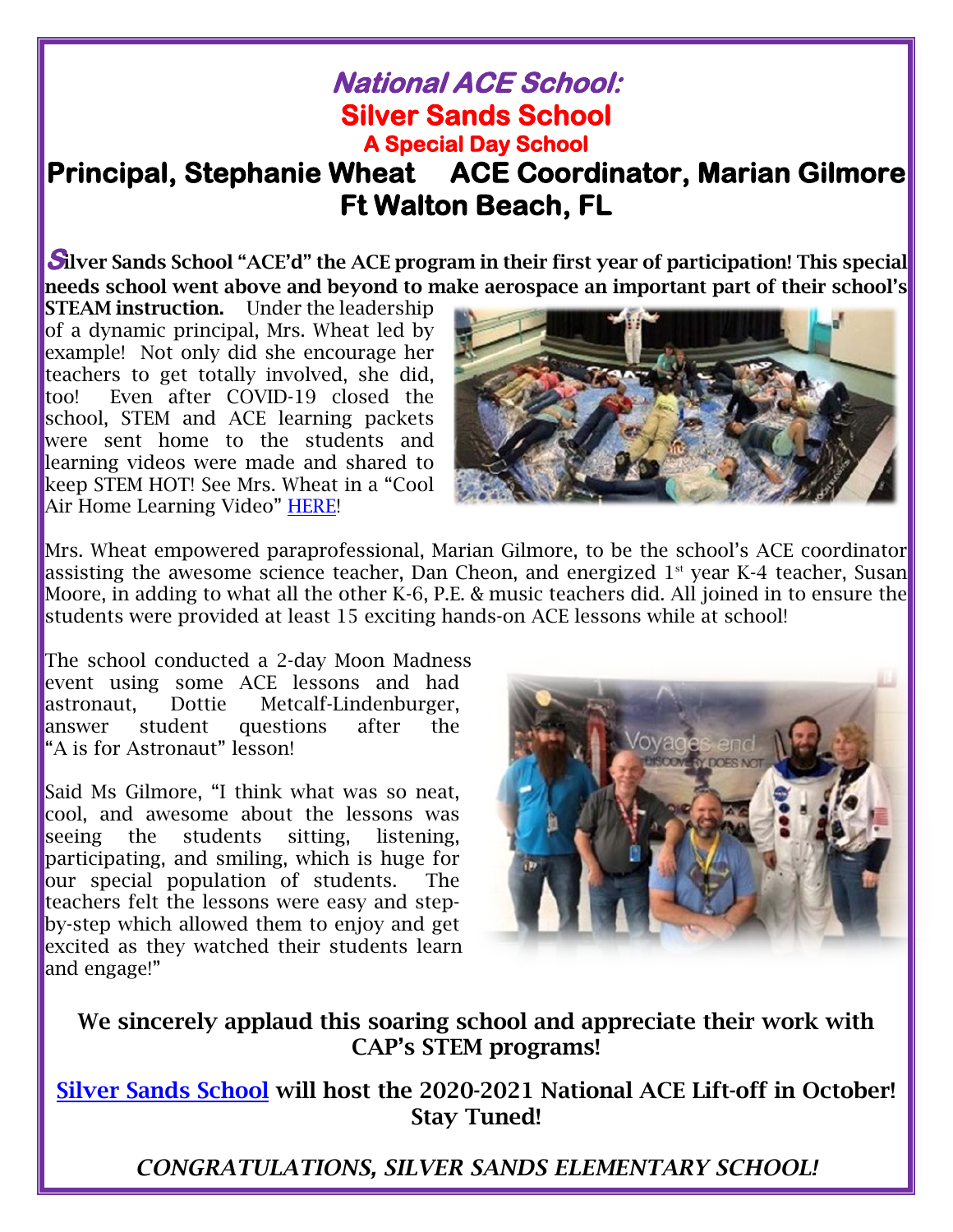# *National ACE School:*

## Silver Sands School

### A Special Day School

## Principal, Stephanie Wheat    ACE Coordinator, Marian Gilmore

## Ft Walton Beach, FL

**Silver Sands School "ACE'd" the ACE program in their first year of participation! This special needs school went above and beyond to make aerospace an important part of their school's STEAM instruction.** Under the leadership of a dynamic principal, Mrs. Wheat led by example! Not only did she encourage her teachers to get totally involved, she did, too! Even after COVID-19 closed the school, STEM and ACE learning packets were sent home to the students and learning videos were made and shared to keep STEM HOT! See Mrs. Wheat in a "Cool Air Home Learning Video" HERE!

Mrs. Wheat empowered paraprofessional, Marian Gilmore, to be the school's ACE coordinator assisting the awesome science teacher, Dan Cheon, and energized 1st year K-4 teacher, Susan Moore, in adding to what all the other K-6, P.E. & music teachers did. All joined in to ensure the students were provided at least 15 exciting hands-on ACE lessons while at school!

The school conducted a 2-day Moon Madness event using some ACE lessons and had astronaut, Dottie Metcalf-Lindenburger, answer student questions after the "A is for Astronaut" lesson!

Said Ms Gilmore, "I think what was so neat, cool, and awesome about the lessons was seeing the students sitting, listening, participating, and smiling, which is huge for our special population of students. The teachers felt the lessons were easy and step-by-step which allowed them to enjoy and get excited as they watched their students learn and engage!"

**We sincerely applaud this soaring school and appreciate their work with CAP's STEM programs!**

**Silver Sands School will host the 2020-2021 National ACE Lift-off in October! Stay Tuned!**

*CONGRATULATIONS, SILVER SANDS ELEMENTARY SCHOOL!*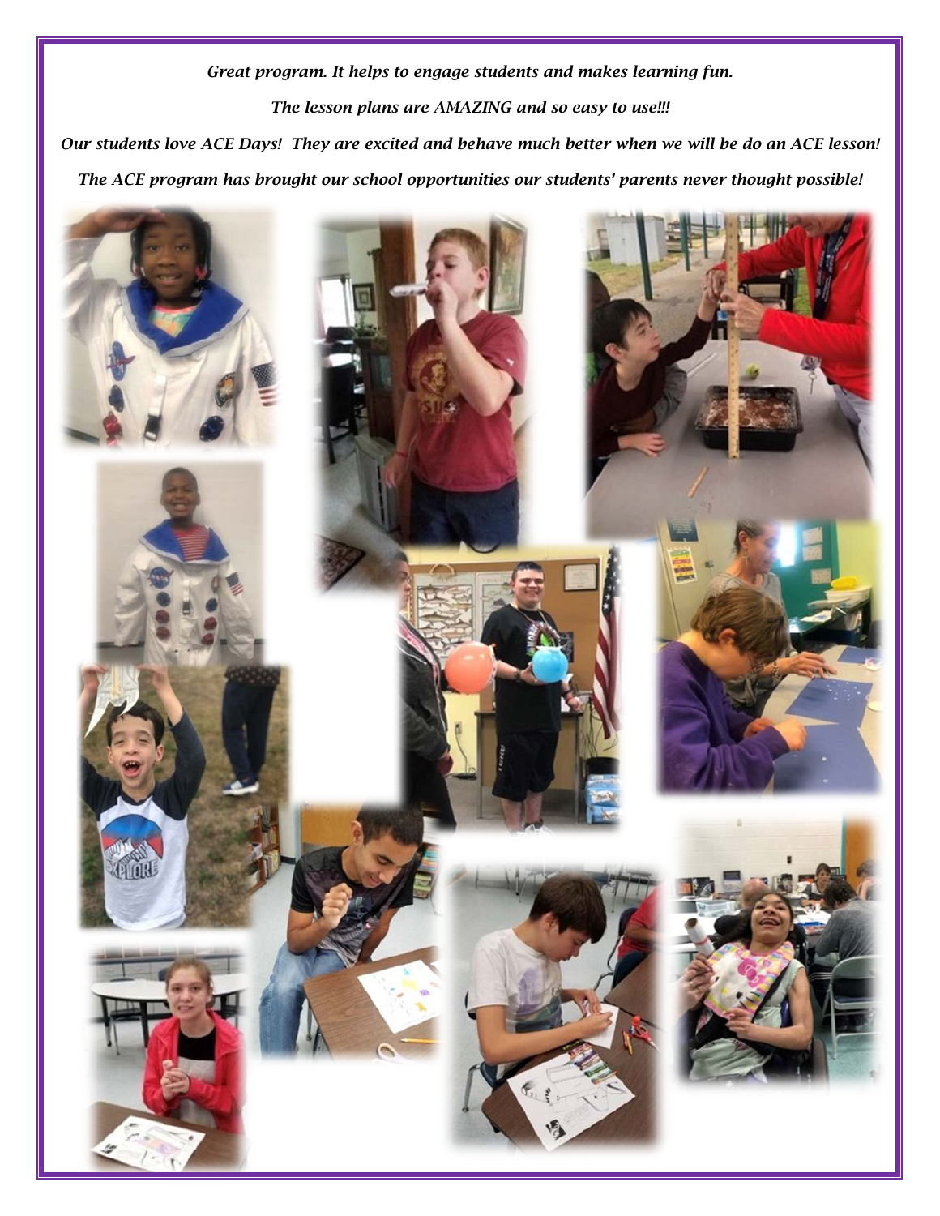*Great program. It helps to engage students and makes learning fun.*

*The lesson plans are AMAZING and so easy to use!!!*

*Our students love ACE Days! They are excited and behave much better when we will be do an ACE lesson!*

*The ACE program has brought our school opportunities our students' parents never thought possible!*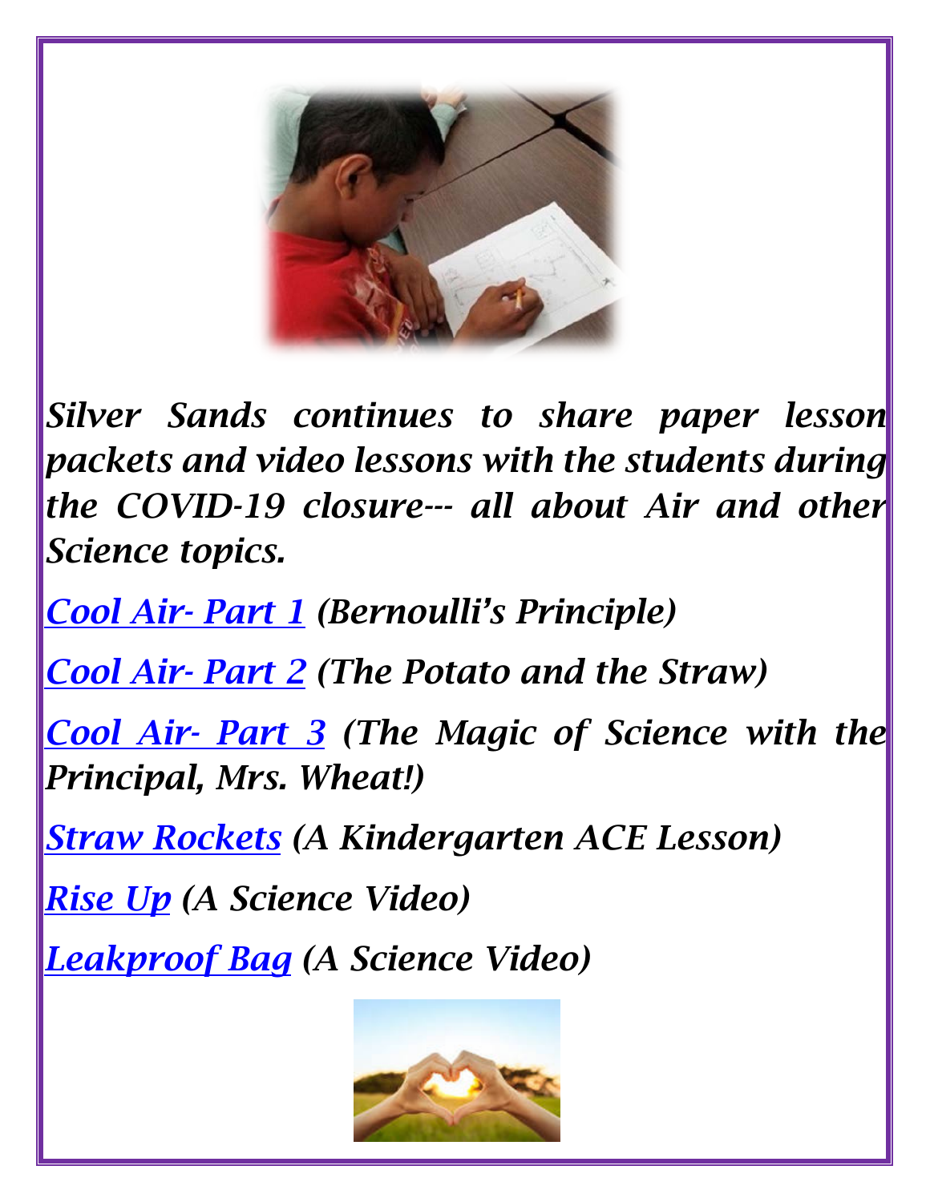*Silver Sands continues to share paper lesson packets and video lessons with the students during the COVID-19 closure--- all about Air and other Science topics.*

*Cool Air- Part 1 (Bernoulli's Principle)*

*Cool Air- Part 2 (The Potato and the Straw)*

*Cool Air- Part 3 (The Magic of Science with the Principal, Mrs. Wheat!)*

*Straw Rockets (A Kindergarten ACE Lesson)*

*Rise Up (A Science Video)*

*Leakproof Bag (A Science Video)*